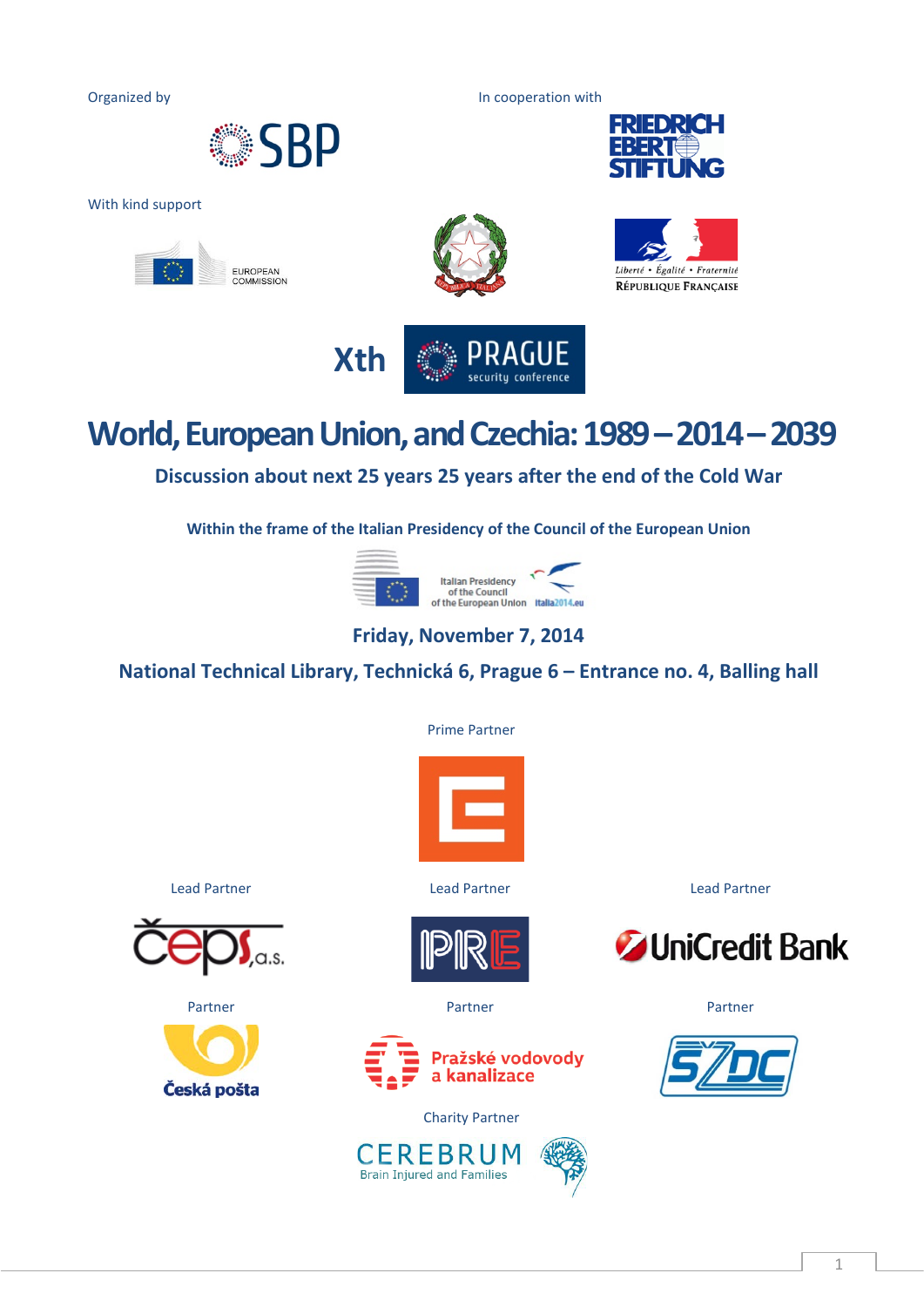Organized by

SBP

In cooperation with

FRIEDRICH EBERT STIFTUNG

With kind support

EUROPEAN COMMISSION

Liberté • Égalité • Fraternité
RÉPUBLIQUE FRANÇAISE

Xth PRAGUE security conference

# World, European Union, and Czechia: 1989 – 2014 – 2039

**Discussion about next 25 years 25 years after the end of the Cold War**

**Within the frame of the Italian Presidency of the Council of the European Union**

Italian Presidency of the Council of the European Union italia2014.eu

**Friday, November 7, 2014**

**National Technical Library, Technická 6, Prague 6 – Entrance no. 4, Balling hall**

Prime Partner

Lead Partner

čeps, a.s.

Lead Partner

PRE

Lead Partner

UniCredit Bank

Partner

Česká pošta

Partner

Pražské vodovody a kanalizace

Partner

SŽDC

Charity Partner

CEREBRUM
Brain Injured and Families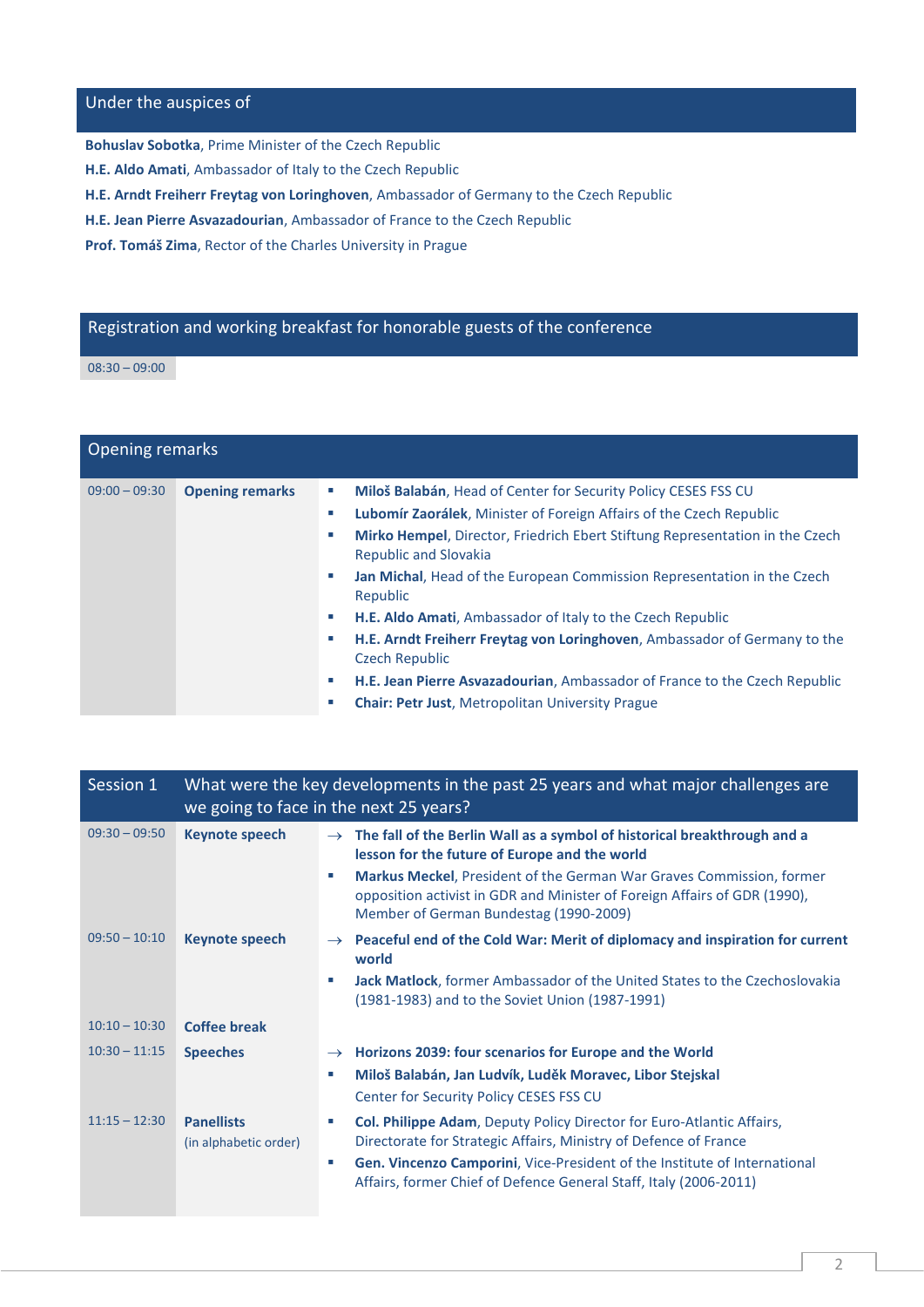## Under the auspices of

**Bohuslav Sobotka**, Prime Minister of the Czech Republic
**H.E. Aldo Amati**, Ambassador of Italy to the Czech Republic
**H.E. Arndt Freiherr Freytag von Loringhoven**, Ambassador of Germany to the Czech Republic
**H.E. Jean Pierre Asvazadourian**, Ambassador of France to the Czech Republic
**Prof. Tomáš Zima**, Rector of the Charles University in Prague

## Registration and working breakfast for honorable guests of the conference

08:30 – 09:00

## Opening remarks

| | | |
|---|---|---|
| 09:00 – 09:30 | **Opening remarks** | ▪ **Miloš Balabán**, Head of Center for Security Policy CESES FSS CU<br>▪ **Lubomír Zaorálek**, Minister of Foreign Affairs of the Czech Republic<br>▪ **Mirko Hempel**, Director, Friedrich Ebert Stiftung Representation in the Czech Republic and Slovakia<br>▪ **Jan Michal**, Head of the European Commission Representation in the Czech Republic<br>▪ **H.E. Aldo Amati**, Ambassador of Italy to the Czech Republic<br>▪ **H.E. Arndt Freiherr Freytag von Loringhoven**, Ambassador of Germany to the Czech Republic<br>▪ **H.E. Jean Pierre Asvazadourian**, Ambassador of France to the Czech Republic<br>▪ **Chair: Petr Just**, Metropolitan University Prague |

## Session 1 What were the key developments in the past 25 years and what major challenges are we going to face in the next 25 years?

| | | |
|---|---|---|
| 09:30 – 09:50 | **Keynote speech** | → **The fall of the Berlin Wall as a symbol of historical breakthrough and a lesson for the future of Europe and the world**<br>▪ **Markus Meckel**, President of the German War Graves Commission, former opposition activist in GDR and Minister of Foreign Affairs of GDR (1990), Member of German Bundestag (1990-2009) |
| 09:50 – 10:10 | **Keynote speech** | → **Peaceful end of the Cold War: Merit of diplomacy and inspiration for current world**<br>▪ **Jack Matlock**, former Ambassador of the United States to the Czechoslovakia (1981-1983) and to the Soviet Union (1987-1991) |
| 10:10 – 10:30 | **Coffee break** | |
| 10:30 – 11:15 | **Speeches** | → **Horizons 2039: four scenarios for Europe and the World**<br>▪ **Miloš Balabán, Jan Ludvík, Luděk Moravec, Libor Stejskal**<br>Center for Security Policy CESES FSS CU |
| 11:15 – 12:30 | **Panellists**<br>(in alphabetic order) | ▪ **Col. Philippe Adam**, Deputy Policy Director for Euro-Atlantic Affairs, Directorate for Strategic Affairs, Ministry of Defence of France<br>▪ **Gen. Vincenzo Camporini**, Vice-President of the Institute of International Affairs, former Chief of Defence General Staff, Italy (2006-2011) |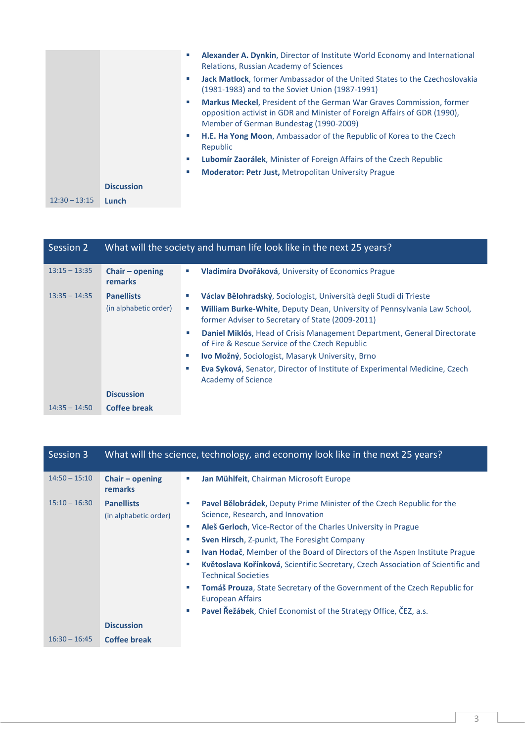| | | |
|---|---|---|
| | | ▪ **Alexander A. Dynkin**, Director of Institute World Economy and International Relations, Russian Academy of Sciences<br>▪ **Jack Matlock**, former Ambassador of the United States to the Czechoslovakia (1981-1983) and to the Soviet Union (1987-1991)<br>▪ **Markus Meckel**, President of the German War Graves Commission, former opposition activist in GDR and Minister of Foreign Affairs of GDR (1990), Member of German Bundestag (1990-2009)<br>▪ **H.E. Ha Yong Moon**, Ambassador of the Republic of Korea to the Czech Republic<br>▪ **Lubomír Zaorálek**, Minister of Foreign Affairs of the Czech Republic<br>▪ **Moderator: Petr Just,** Metropolitan University Prague |
| | **Discussion** | |
| 12:30 – 13:15 | **Lunch** | |

| Session 2 | What will the society and human life look like in the next 25 years? | |
|---|---|---|
| 13:15 – 13:35 | **Chair – opening remarks** | ▪ **Vladimíra Dvořáková**, University of Economics Prague |
| 13:35 – 14:35 | **Panellists**<br>(in alphabetic order) | ▪ **Václav Bělohradský**, Sociologist, Università degli Studi di Trieste<br>▪ **William Burke-White**, Deputy Dean, University of Pennsylvania Law School, former Adviser to Secretary of State (2009-2011)<br>▪ **Daniel Miklós**, Head of Crisis Management Department, General Directorate of Fire & Rescue Service of the Czech Republic<br>▪ **Ivo Možný**, Sociologist, Masaryk University, Brno<br>▪ **Eva Syková**, Senator, Director of Institute of Experimental Medicine, Czech Academy of Science |
| | **Discussion** | |
| 14:35 – 14:50 | **Coffee break** | |

| Session 3 | What will the science, technology, and economy look like in the next 25 years? | |
|---|---|---|
| 14:50 – 15:10 | **Chair – opening remarks** | ▪ **Jan Mühlfeit**, Chairman Microsoft Europe |
| 15:10 – 16:30 | **Panellists**<br>(in alphabetic order) | ▪ **Pavel Bělobrádek**, Deputy Prime Minister of the Czech Republic for the Science, Research, and Innovation<br>▪ **Aleš Gerloch**, Vice-Rector of the Charles University in Prague<br>▪ **Sven Hirsch**, Z-punkt, The Foresight Company<br>▪ **Ivan Hodač**, Member of the Board of Directors of the Aspen Institute Prague<br>▪ **Květoslava Kořínková**, Scientific Secretary, Czech Association of Scientific and Technical Societies<br>▪ **Tomáš Prouza**, State Secretary of the Government of the Czech Republic for European Affairs<br>▪ **Pavel Řežábek**, Chief Economist of the Strategy Office, ČEZ, a.s. |
| | **Discussion** | |
| 16:30 – 16:45 | **Coffee break** | |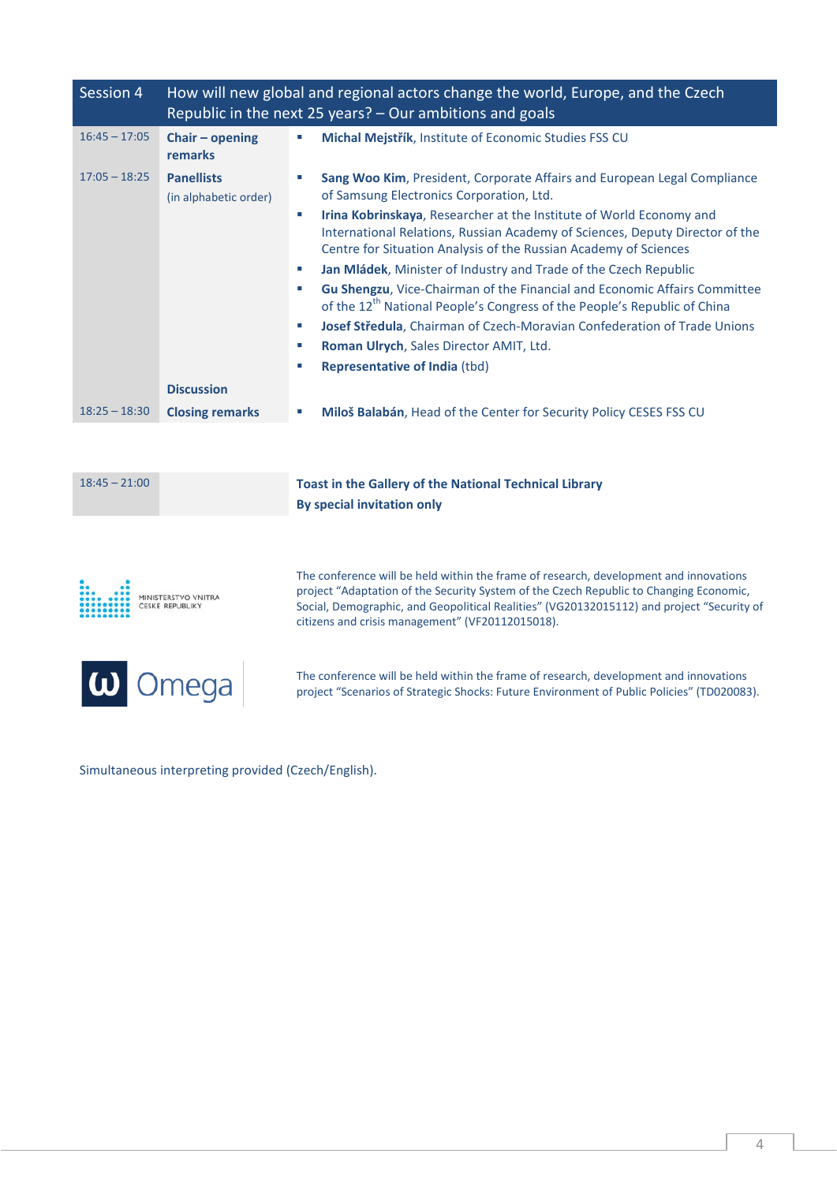| Session 4 | How will new global and regional actors change the world, Europe, and the Czech Republic in the next 25 years? – Our ambitions and goals | |
|---|---|---|
| 16:45 – 17:05 | **Chair – opening remarks** | ▪ **Michal Mejstřík**, Institute of Economic Studies FSS CU |
| 17:05 – 18:25 | **Panellists** (in alphabetic order) | ▪ **Sang Woo Kim**, President, Corporate Affairs and European Legal Compliance of Samsung Electronics Corporation, Ltd.<br>▪ **Irina Kobrinskaya**, Researcher at the Institute of World Economy and International Relations, Russian Academy of Sciences, Deputy Director of the Centre for Situation Analysis of the Russian Academy of Sciences<br>▪ **Jan Mládek**, Minister of Industry and Trade of the Czech Republic<br>▪ **Gu Shengzu**, Vice-Chairman of the Financial and Economic Affairs Committee of the 12th National People's Congress of the People's Republic of China<br>▪ **Josef Středula**, Chairman of Czech-Moravian Confederation of Trade Unions<br>▪ **Roman Ulrych**, Sales Director AMIT, Ltd.<br>▪ **Representative of India** (tbd) |
| | **Discussion** | |
| 18:25 – 18:30 | **Closing remarks** | ▪ **Miloš Balabán**, Head of the Center for Security Policy CESES FSS CU |

| | | |
|---|---|---|
| 18:45 – 21:00 | | **Toast in the Gallery of the National Technical Library**<br>**By special invitation only** |

MINISTERSTVO VNITRA ČESKÉ REPUBLIKY

The conference will be held within the frame of research, development and innovations project "Adaptation of the Security System of the Czech Republic to Changing Economic, Social, Demographic, and Geopolitical Realities" (VG20132015112) and project "Security of citizens and crisis management" (VF20112015018).

Omega

The conference will be held within the frame of research, development and innovations project "Scenarios of Strategic Shocks: Future Environment of Public Policies" (TD020083).

Simultaneous interpreting provided (Czech/English).